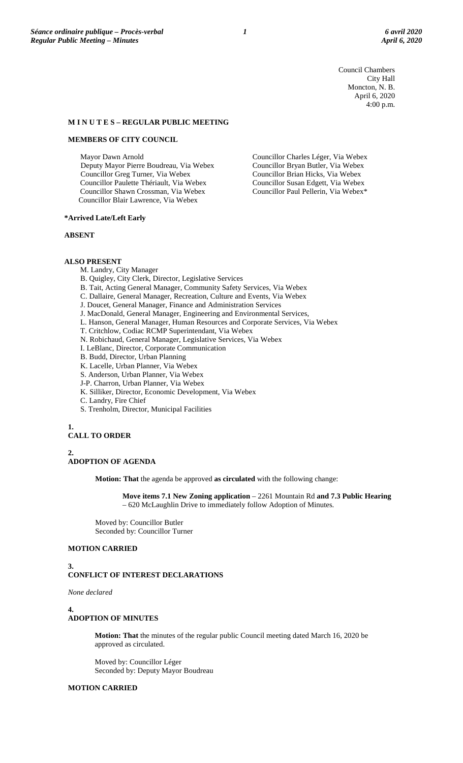Council Chambers
City Hall
Moncton, N. B.
April 6, 2020
4:00 p.m.

**M I N U T E S – REGULAR PUBLIC MEETING**

**MEMBERS OF CITY COUNCIL**

Mayor Dawn Arnold
Deputy Mayor Pierre Boudreau, Via Webex
Councillor Greg Turner, Via Webex
Councillor Paulette Thériault, Via Webex
Councillor Shawn Crossman, Via Webex
Councillor Blair Lawrence, Via Webex
Councillor Charles Léger, Via Webex
Councillor Bryan Butler, Via Webex
Councillor Brian Hicks, Via Webex
Councillor Susan Edgett, Via Webex
Councillor Paul Pellerin, Via Webex*

**\*Arrived Late/Left Early**

**ABSENT**

**ALSO PRESENT**

M. Landry, City Manager
B. Quigley, City Clerk, Director, Legislative Services
B. Tait, Acting General Manager, Community Safety Services, Via Webex
C. Dallaire, General Manager, Recreation, Culture and Events, Via Webex
J. Doucet, General Manager, Finance and Administration Services
J. MacDonald, General Manager, Engineering and Environmental Services,
L. Hanson, General Manager, Human Resources and Corporate Services, Via Webex
T. Critchlow, Codiac RCMP Superintendant, Via Webex
N. Robichaud, General Manager, Legislative Services, Via Webex
I. LeBlanc, Director, Corporate Communication
B. Budd, Director, Urban Planning
K. Lacelle, Urban Planner, Via Webex
S. Anderson, Urban Planner, Via Webex
J-P. Charron, Urban Planner, Via Webex
K. Silliker, Director, Economic Development, Via Webex
C. Landry, Fire Chief
S. Trenholm, Director, Municipal Facilities

**1.**
**CALL TO ORDER**

**2.**
**ADOPTION OF AGENDA**

**Motion: That** the agenda be approved **as circulated** with the following change:

**Move items 7.1 New Zoning application** – 2261 Mountain Rd **and 7.3 Public Hearing** – 620 McLaughlin Drive to immediately follow Adoption of Minutes.

Moved by: Councillor Butler
Seconded by: Councillor Turner

**MOTION CARRIED**

**3.**
**CONFLICT OF INTEREST DECLARATIONS**

*None declared*

**4.**
**ADOPTION OF MINUTES**

**Motion: That** the minutes of the regular public Council meeting dated March 16, 2020 be approved as circulated.

Moved by: Councillor Léger
Seconded by: Deputy Mayor Boudreau

**MOTION CARRIED**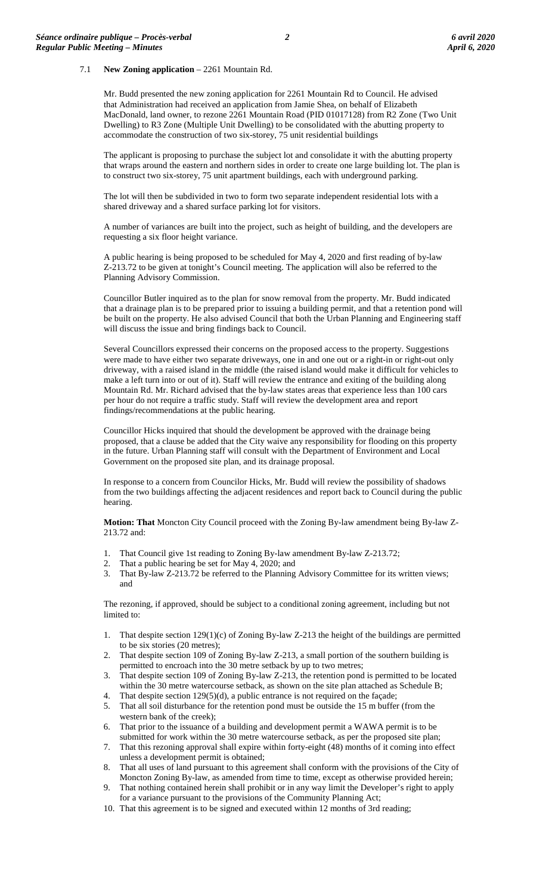### 7.1 **New Zoning application** – 2261 Mountain Rd.

Mr. Budd presented the new zoning application for 2261 Mountain Rd to Council. He advised that Administration had received an application from Jamie Shea, on behalf of Elizabeth MacDonald, land owner, to rezone 2261 Mountain Road (PID 01017128) from R2 Zone (Two Unit Dwelling) to R3 Zone (Multiple Unit Dwelling) to be consolidated with the abutting property to accommodate the construction of two six-storey, 75 unit residential buildings

The applicant is proposing to purchase the subject lot and consolidate it with the abutting property that wraps around the eastern and northern sides in order to create one large building lot. The plan is to construct two six-storey, 75 unit apartment buildings, each with underground parking.

The lot will then be subdivided in two to form two separate independent residential lots with a shared driveway and a shared surface parking lot for visitors.

A number of variances are built into the project, such as height of building, and the developers are requesting a six floor height variance.

A public hearing is being proposed to be scheduled for May 4, 2020 and first reading of by-law Z-213.72 to be given at tonight's Council meeting. The application will also be referred to the Planning Advisory Commission.

Councillor Butler inquired as to the plan for snow removal from the property. Mr. Budd indicated that a drainage plan is to be prepared prior to issuing a building permit, and that a retention pond will be built on the property. He also advised Council that both the Urban Planning and Engineering staff will discuss the issue and bring findings back to Council.

Several Councillors expressed their concerns on the proposed access to the property. Suggestions were made to have either two separate driveways, one in and one out or a right-in or right-out only driveway, with a raised island in the middle (the raised island would make it difficult for vehicles to make a left turn into or out of it). Staff will review the entrance and exiting of the building along Mountain Rd. Mr. Richard advised that the by-law states areas that experience less than 100 cars per hour do not require a traffic study. Staff will review the development area and report findings/recommendations at the public hearing.

Councillor Hicks inquired that should the development be approved with the drainage being proposed, that a clause be added that the City waive any responsibility for flooding on this property in the future. Urban Planning staff will consult with the Department of Environment and Local Government on the proposed site plan, and its drainage proposal.

In response to a concern from Councilor Hicks, Mr. Budd will review the possibility of shadows from the two buildings affecting the adjacent residences and report back to Council during the public hearing.

**Motion: That** Moncton City Council proceed with the Zoning By-law amendment being By-law Z-213.72 and:

1. That Council give 1st reading to Zoning By-law amendment By-law Z-213.72;
2. That a public hearing be set for May 4, 2020; and
3. That By-law Z-213.72 be referred to the Planning Advisory Committee for its written views; and

The rezoning, if approved, should be subject to a conditional zoning agreement, including but not limited to:

1. That despite section 129(1)(c) of Zoning By-law Z-213 the height of the buildings are permitted to be six stories (20 metres);
2. That despite section 109 of Zoning By-law Z-213, a small portion of the southern building is permitted to encroach into the 30 metre setback by up to two metres;
3. That despite section 109 of Zoning By-law Z-213, the retention pond is permitted to be located within the 30 metre watercourse setback, as shown on the site plan attached as Schedule B;
4. That despite section 129(5)(d), a public entrance is not required on the façade;
5. That all soil disturbance for the retention pond must be outside the 15 m buffer (from the western bank of the creek);
6. That prior to the issuance of a building and development permit a WAWA permit is to be submitted for work within the 30 metre watercourse setback, as per the proposed site plan;
7. That this rezoning approval shall expire within forty-eight (48) months of it coming into effect unless a development permit is obtained;
8. That all uses of land pursuant to this agreement shall conform with the provisions of the City of Moncton Zoning By-law, as amended from time to time, except as otherwise provided herein;
9. That nothing contained herein shall prohibit or in any way limit the Developer's right to apply for a variance pursuant to the provisions of the Community Planning Act;
10. That this agreement is to be signed and executed within 12 months of 3rd reading;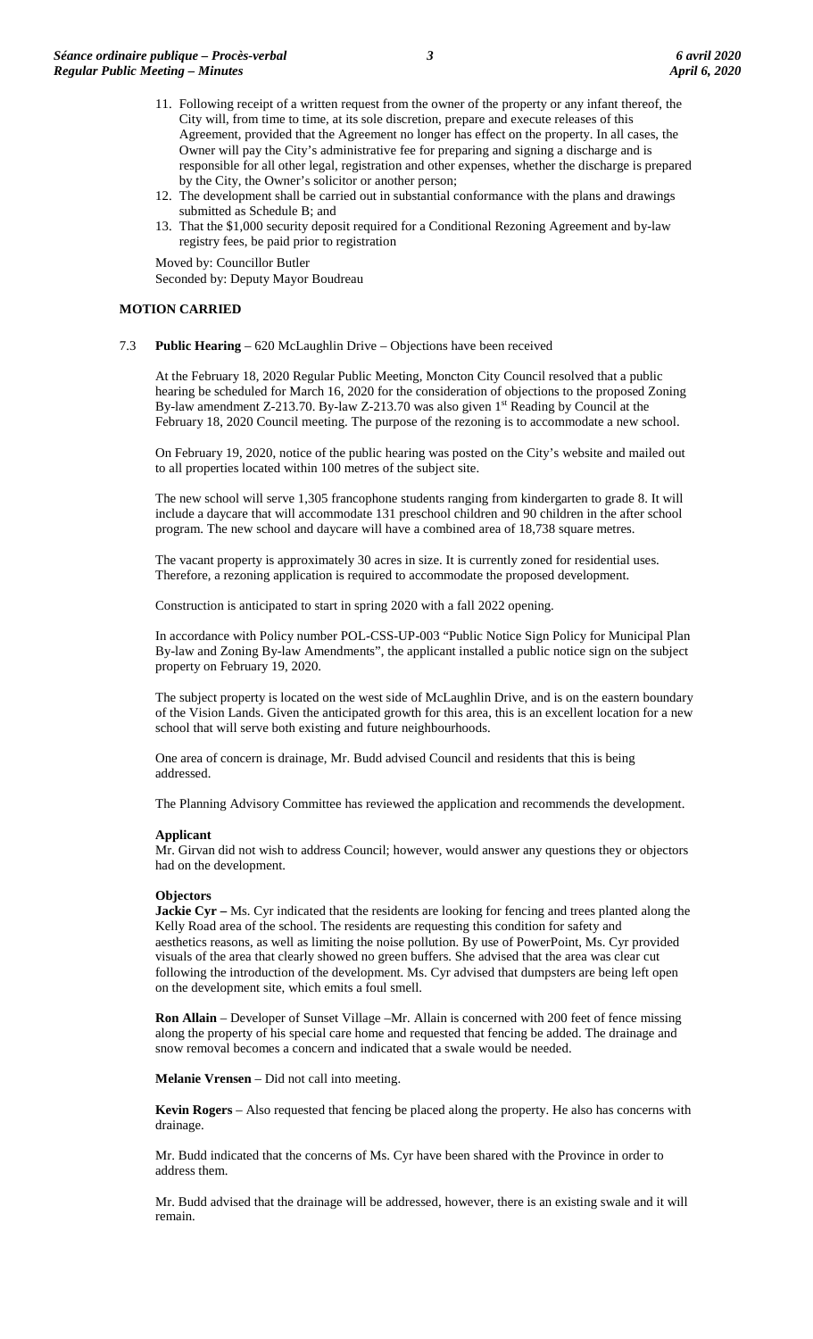11. Following receipt of a written request from the owner of the property or any infant thereof, the City will, from time to time, at its sole discretion, prepare and execute releases of this Agreement, provided that the Agreement no longer has effect on the property. In all cases, the Owner will pay the City's administrative fee for preparing and signing a discharge and is responsible for all other legal, registration and other expenses, whether the discharge is prepared by the City, the Owner's solicitor or another person;
12. The development shall be carried out in substantial conformance with the plans and drawings submitted as Schedule B; and
13. That the $1,000 security deposit required for a Conditional Rezoning Agreement and by-law registry fees, be paid prior to registration

Moved by: Councillor Butler
Seconded by: Deputy Mayor Boudreau

**MOTION CARRIED**

7.3 **Public Hearing** – 620 McLaughlin Drive – Objections have been received

At the February 18, 2020 Regular Public Meeting, Moncton City Council resolved that a public hearing be scheduled for March 16, 2020 for the consideration of objections to the proposed Zoning By-law amendment Z-213.70. By-law Z-213.70 was also given 1st Reading by Council at the February 18, 2020 Council meeting. The purpose of the rezoning is to accommodate a new school.

On February 19, 2020, notice of the public hearing was posted on the City's website and mailed out to all properties located within 100 metres of the subject site.

The new school will serve 1,305 francophone students ranging from kindergarten to grade 8. It will include a daycare that will accommodate 131 preschool children and 90 children in the after school program. The new school and daycare will have a combined area of 18,738 square metres.

The vacant property is approximately 30 acres in size. It is currently zoned for residential uses. Therefore, a rezoning application is required to accommodate the proposed development.

Construction is anticipated to start in spring 2020 with a fall 2022 opening.

In accordance with Policy number POL-CSS-UP-003 "Public Notice Sign Policy for Municipal Plan By-law and Zoning By-law Amendments", the applicant installed a public notice sign on the subject property on February 19, 2020.

The subject property is located on the west side of McLaughlin Drive, and is on the eastern boundary of the Vision Lands. Given the anticipated growth for this area, this is an excellent location for a new school that will serve both existing and future neighbourhoods.

One area of concern is drainage, Mr. Budd advised Council and residents that this is being addressed.

The Planning Advisory Committee has reviewed the application and recommends the development.

**Applicant**
Mr. Girvan did not wish to address Council; however, would answer any questions they or objectors had on the development.

**Objectors**
**Jackie Cyr –** Ms. Cyr indicated that the residents are looking for fencing and trees planted along the Kelly Road area of the school. The residents are requesting this condition for safety and aesthetics reasons, as well as limiting the noise pollution. By use of PowerPoint, Ms. Cyr provided visuals of the area that clearly showed no green buffers. She advised that the area was clear cut following the introduction of the development. Ms. Cyr advised that dumpsters are being left open on the development site, which emits a foul smell.

**Ron Allain** – Developer of Sunset Village –Mr. Allain is concerned with 200 feet of fence missing along the property of his special care home and requested that fencing be added. The drainage and snow removal becomes a concern and indicated that a swale would be needed.

**Melanie Vrensen** – Did not call into meeting.

**Kevin Rogers** – Also requested that fencing be placed along the property. He also has concerns with drainage.

Mr. Budd indicated that the concerns of Ms. Cyr have been shared with the Province in order to address them.

Mr. Budd advised that the drainage will be addressed, however, there is an existing swale and it will remain.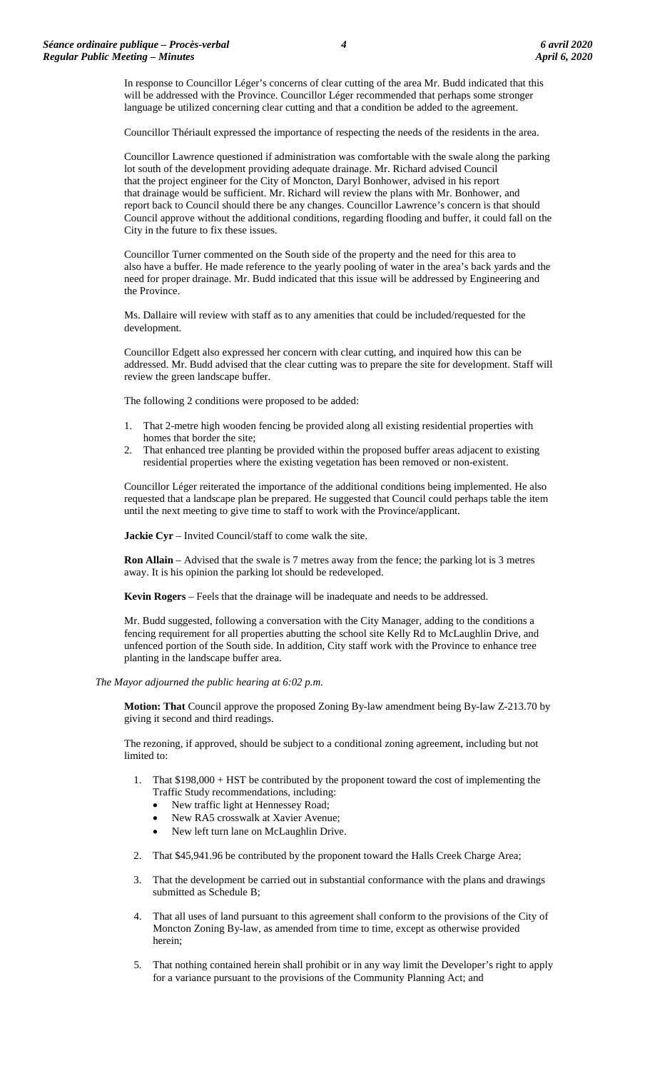In response to Councillor Léger's concerns of clear cutting of the area Mr. Budd indicated that this will be addressed with the Province. Councillor Léger recommended that perhaps some stronger language be utilized concerning clear cutting and that a condition be added to the agreement.

Councillor Thériault expressed the importance of respecting the needs of the residents in the area.

Councillor Lawrence questioned if administration was comfortable with the swale along the parking lot south of the development providing adequate drainage. Mr. Richard advised Council that the project engineer for the City of Moncton, Daryl Bonhower, advised in his report that drainage would be sufficient. Mr. Richard will review the plans with Mr. Bonhower, and report back to Council should there be any changes. Councillor Lawrence's concern is that should Council approve without the additional conditions, regarding flooding and buffer, it could fall on the City in the future to fix these issues.

Councillor Turner commented on the South side of the property and the need for this area to also have a buffer. He made reference to the yearly pooling of water in the area's back yards and the need for proper drainage. Mr. Budd indicated that this issue will be addressed by Engineering and the Province.

Ms. Dallaire will review with staff as to any amenities that could be included/requested for the development.

Councillor Edgett also expressed her concern with clear cutting, and inquired how this can be addressed. Mr. Budd advised that the clear cutting was to prepare the site for development. Staff will review the green landscape buffer.

The following 2 conditions were proposed to be added:

1. That 2-metre high wooden fencing be provided along all existing residential properties with homes that border the site;
2. That enhanced tree planting be provided within the proposed buffer areas adjacent to existing residential properties where the existing vegetation has been removed or non-existent.

Councillor Léger reiterated the importance of the additional conditions being implemented. He also requested that a landscape plan be prepared. He suggested that Council could perhaps table the item until the next meeting to give time to staff to work with the Province/applicant.

**Jackie Cyr** – Invited Council/staff to come walk the site.

**Ron Allain** – Advised that the swale is 7 metres away from the fence; the parking lot is 3 metres away. It is his opinion the parking lot should be redeveloped.

**Kevin Rogers** – Feels that the drainage will be inadequate and needs to be addressed.

Mr. Budd suggested, following a conversation with the City Manager, adding to the conditions a fencing requirement for all properties abutting the school site Kelly Rd to McLaughlin Drive, and unfenced portion of the South side. In addition, City staff work with the Province to enhance tree planting in the landscape buffer area.

*The Mayor adjourned the public hearing at 6:02 p.m.*

**Motion: That** Council approve the proposed Zoning By-law amendment being By-law Z-213.70 by giving it second and third readings.

The rezoning, if approved, should be subject to a conditional zoning agreement, including but not limited to:

1. That $198,000 + HST be contributed by the proponent toward the cost of implementing the Traffic Study recommendations, including:
   - New traffic light at Hennessey Road;
   - New RA5 crosswalk at Xavier Avenue;
   - New left turn lane on McLaughlin Drive.
2. That $45,941.96 be contributed by the proponent toward the Halls Creek Charge Area;
3. That the development be carried out in substantial conformance with the plans and drawings submitted as Schedule B;
4. That all uses of land pursuant to this agreement shall conform to the provisions of the City of Moncton Zoning By-law, as amended from time to time, except as otherwise provided herein;
5. That nothing contained herein shall prohibit or in any way limit the Developer's right to apply for a variance pursuant to the provisions of the Community Planning Act; and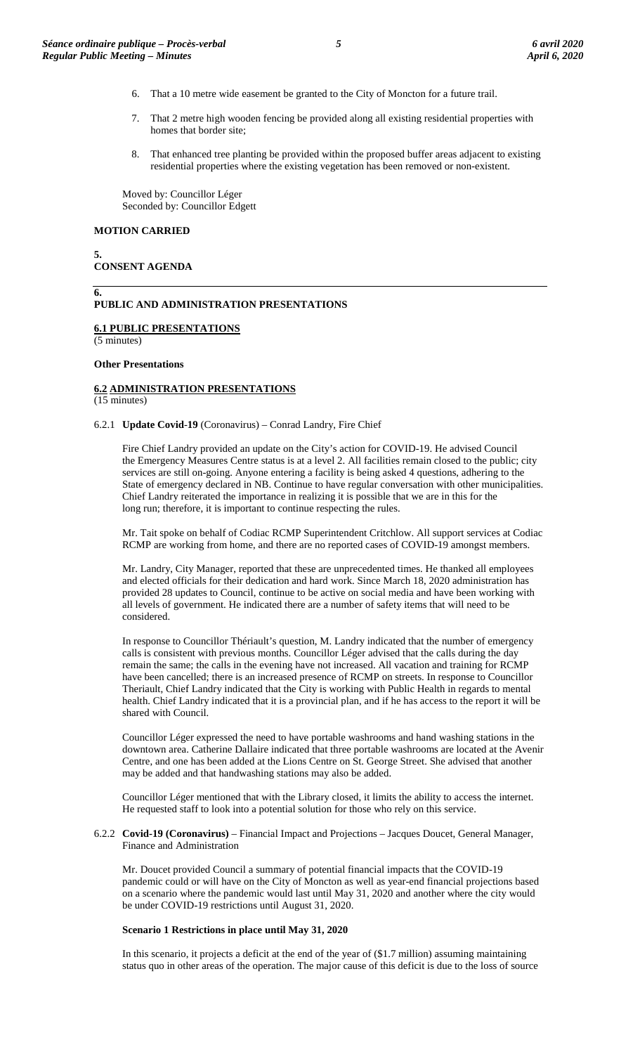6. That a 10 metre wide easement be granted to the City of Moncton for a future trail.

7. That 2 metre high wooden fencing be provided along all existing residential properties with homes that border site;

8. That enhanced tree planting be provided within the proposed buffer areas adjacent to existing residential properties where the existing vegetation has been removed or non-existent.

Moved by: Councillor Léger
Seconded by: Councillor Edgett

**MOTION CARRIED**

**5.**
**CONSENT AGENDA**

**6.**
**PUBLIC AND ADMINISTRATION PRESENTATIONS**

**6.1 PUBLIC PRESENTATIONS**
(5 minutes)

**Other Presentations**

**6.2 ADMINISTRATION PRESENTATIONS**
(15 minutes)

6.2.1 **Update Covid-19** (Coronavirus) – Conrad Landry, Fire Chief

Fire Chief Landry provided an update on the City's action for COVID-19. He advised Council the Emergency Measures Centre status is at a level 2. All facilities remain closed to the public; city services are still on-going. Anyone entering a facility is being asked 4 questions, adhering to the State of emergency declared in NB. Continue to have regular conversation with other municipalities. Chief Landry reiterated the importance in realizing it is possible that we are in this for the long run; therefore, it is important to continue respecting the rules.

Mr. Tait spoke on behalf of Codiac RCMP Superintendent Critchlow. All support services at Codiac RCMP are working from home, and there are no reported cases of COVID-19 amongst members.

Mr. Landry, City Manager, reported that these are unprecedented times. He thanked all employees and elected officials for their dedication and hard work. Since March 18, 2020 administration has provided 28 updates to Council, continue to be active on social media and have been working with all levels of government. He indicated there are a number of safety items that will need to be considered.

In response to Councillor Thériault's question, M. Landry indicated that the number of emergency calls is consistent with previous months. Councillor Léger advised that the calls during the day remain the same; the calls in the evening have not increased. All vacation and training for RCMP have been cancelled; there is an increased presence of RCMP on streets. In response to Councillor Theriault, Chief Landry indicated that the City is working with Public Health in regards to mental health. Chief Landry indicated that it is a provincial plan, and if he has access to the report it will be shared with Council.

Councillor Léger expressed the need to have portable washrooms and hand washing stations in the downtown area. Catherine Dallaire indicated that three portable washrooms are located at the Avenir Centre, and one has been added at the Lions Centre on St. George Street. She advised that another may be added and that handwashing stations may also be added.

Councillor Léger mentioned that with the Library closed, it limits the ability to access the internet. He requested staff to look into a potential solution for those who rely on this service.

6.2.2 **Covid-19 (Coronavirus)** – Financial Impact and Projections – Jacques Doucet, General Manager, Finance and Administration

Mr. Doucet provided Council a summary of potential financial impacts that the COVID-19 pandemic could or will have on the City of Moncton as well as year-end financial projections based on a scenario where the pandemic would last until May 31, 2020 and another where the city would be under COVID-19 restrictions until August 31, 2020.

**Scenario 1 Restrictions in place until May 31, 2020**

In this scenario, it projects a deficit at the end of the year of ($1.7 million) assuming maintaining status quo in other areas of the operation. The major cause of this deficit is due to the loss of source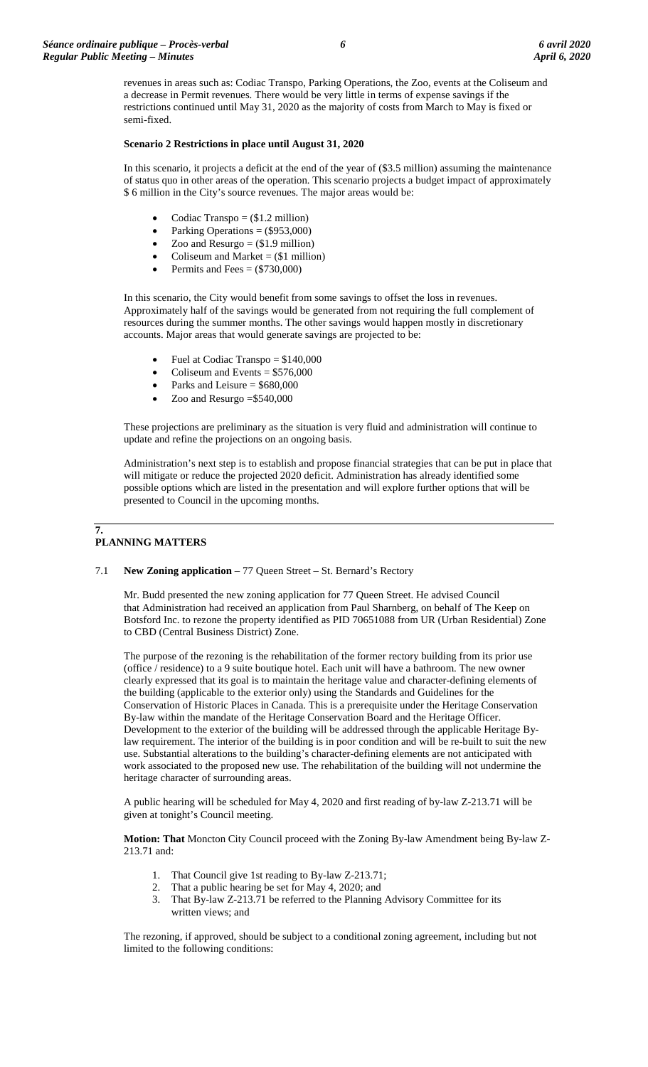revenues in areas such as: Codiac Transpo, Parking Operations, the Zoo, events at the Coliseum and a decrease in Permit revenues. There would be very little in terms of expense savings if the restrictions continued until May 31, 2020 as the majority of costs from March to May is fixed or semi-fixed.

**Scenario 2 Restrictions in place until August 31, 2020**

In this scenario, it projects a deficit at the end of the year of ($3.5 million) assuming the maintenance of status quo in other areas of the operation. This scenario projects a budget impact of approximately $ 6 million in the City's source revenues. The major areas would be:

- Codiac Transpo = ($1.2 million)
- Parking Operations = ($953,000)
- Zoo and Resurgo = ($1.9 million)
- Coliseum and Market = ($1 million)
- Permits and Fees = ($730,000)

In this scenario, the City would benefit from some savings to offset the loss in revenues. Approximately half of the savings would be generated from not requiring the full complement of resources during the summer months. The other savings would happen mostly in discretionary accounts. Major areas that would generate savings are projected to be:

- Fuel at Codiac Transpo = $140,000
- Coliseum and Events = $576,000
- Parks and Leisure = $680,000
- Zoo and Resurgo =$540,000

These projections are preliminary as the situation is very fluid and administration will continue to update and refine the projections on an ongoing basis.

Administration's next step is to establish and propose financial strategies that can be put in place that will mitigate or reduce the projected 2020 deficit. Administration has already identified some possible options which are listed in the presentation and will explore further options that will be presented to Council in the upcoming months.

## 7. PLANNING MATTERS

7.1 **New Zoning application** – 77 Queen Street – St. Bernard's Rectory

Mr. Budd presented the new zoning application for 77 Queen Street. He advised Council that Administration had received an application from Paul Sharnberg, on behalf of The Keep on Botsford Inc. to rezone the property identified as PID 70651088 from UR (Urban Residential) Zone to CBD (Central Business District) Zone.

The purpose of the rezoning is the rehabilitation of the former rectory building from its prior use (office / residence) to a 9 suite boutique hotel. Each unit will have a bathroom. The new owner clearly expressed that its goal is to maintain the heritage value and character-defining elements of the building (applicable to the exterior only) using the Standards and Guidelines for the Conservation of Historic Places in Canada. This is a prerequisite under the Heritage Conservation By-law within the mandate of the Heritage Conservation Board and the Heritage Officer. Development to the exterior of the building will be addressed through the applicable Heritage By-law requirement. The interior of the building is in poor condition and will be re-built to suit the new use. Substantial alterations to the building's character-defining elements are not anticipated with work associated to the proposed new use. The rehabilitation of the building will not undermine the heritage character of surrounding areas.

A public hearing will be scheduled for May 4, 2020 and first reading of by-law Z-213.71 will be given at tonight's Council meeting.

**Motion: That** Moncton City Council proceed with the Zoning By-law Amendment being By-law Z-213.71 and:

1. That Council give 1st reading to By-law Z-213.71;
2. That a public hearing be set for May 4, 2020; and
3. That By-law Z-213.71 be referred to the Planning Advisory Committee for its written views; and

The rezoning, if approved, should be subject to a conditional zoning agreement, including but not limited to the following conditions: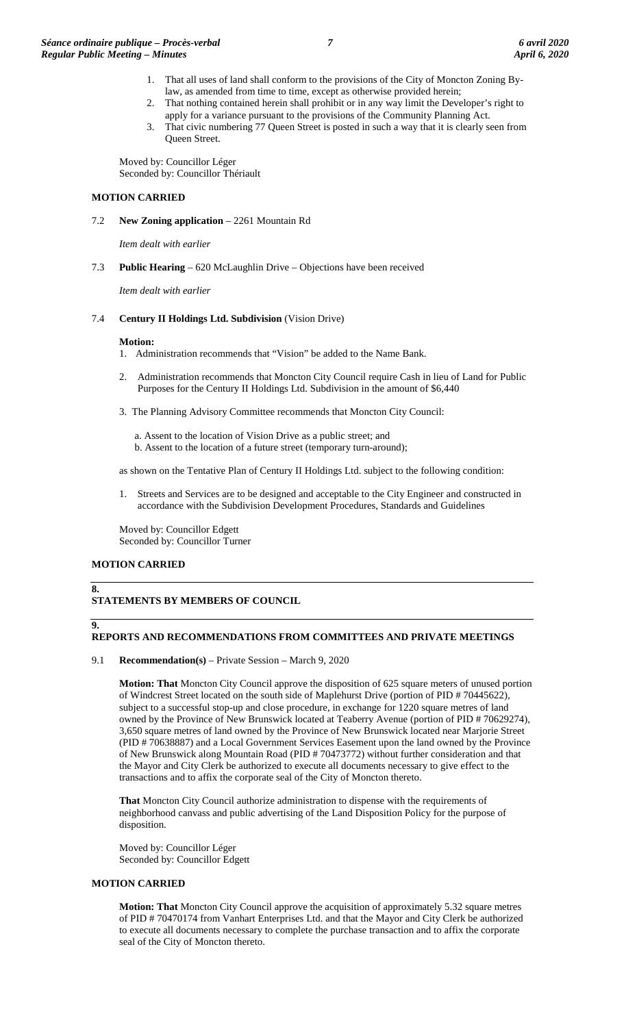1. That all uses of land shall conform to the provisions of the City of Moncton Zoning By-law, as amended from time to time, except as otherwise provided herein;
2. That nothing contained herein shall prohibit or in any way limit the Developer's right to apply for a variance pursuant to the provisions of the Community Planning Act.
3. That civic numbering 77 Queen Street is posted in such a way that it is clearly seen from Queen Street.

Moved by: Councillor Léger
Seconded by: Councillor Thériault

**MOTION CARRIED**

7.2 **New Zoning application** – 2261 Mountain Rd

*Item dealt with earlier*

7.3 **Public Hearing** – 620 McLaughlin Drive – Objections have been received

*Item dealt with earlier*

7.4 **Century II Holdings Ltd. Subdivision** (Vision Drive)

**Motion:**

1. Administration recommends that "Vision" be added to the Name Bank.
2. Administration recommends that Moncton City Council require Cash in lieu of Land for Public Purposes for the Century II Holdings Ltd. Subdivision in the amount of $6,440
3. The Planning Advisory Committee recommends that Moncton City Council:

   a. Assent to the location of Vision Drive as a public street; and
   b. Assent to the location of a future street (temporary turn-around);

as shown on the Tentative Plan of Century II Holdings Ltd. subject to the following condition:

1. Streets and Services are to be designed and acceptable to the City Engineer and constructed in accordance with the Subdivision Development Procedures, Standards and Guidelines

Moved by: Councillor Edgett
Seconded by: Councillor Turner

**MOTION CARRIED**

## 8. STATEMENTS BY MEMBERS OF COUNCIL

## 9. REPORTS AND RECOMMENDATIONS FROM COMMITTEES AND PRIVATE MEETINGS

9.1 **Recommendation(s)** – Private Session – March 9, 2020

**Motion: That** Moncton City Council approve the disposition of 625 square meters of unused portion of Windcrest Street located on the south side of Maplehurst Drive (portion of PID # 70445622), subject to a successful stop-up and close procedure, in exchange for 1220 square metres of land owned by the Province of New Brunswick located at Teaberry Avenue (portion of PID # 70629274), 3,650 square metres of land owned by the Province of New Brunswick located near Marjorie Street (PID # 70638887) and a Local Government Services Easement upon the land owned by the Province of New Brunswick along Mountain Road (PID # 70473772) without further consideration and that the Mayor and City Clerk be authorized to execute all documents necessary to give effect to the transactions and to affix the corporate seal of the City of Moncton thereto.

**That** Moncton City Council authorize administration to dispense with the requirements of neighborhood canvass and public advertising of the Land Disposition Policy for the purpose of disposition.

Moved by: Councillor Léger
Seconded by: Councillor Edgett

**MOTION CARRIED**

**Motion: That** Moncton City Council approve the acquisition of approximately 5.32 square metres of PID # 70470174 from Vanhart Enterprises Ltd. and that the Mayor and City Clerk be authorized to execute all documents necessary to complete the purchase transaction and to affix the corporate seal of the City of Moncton thereto.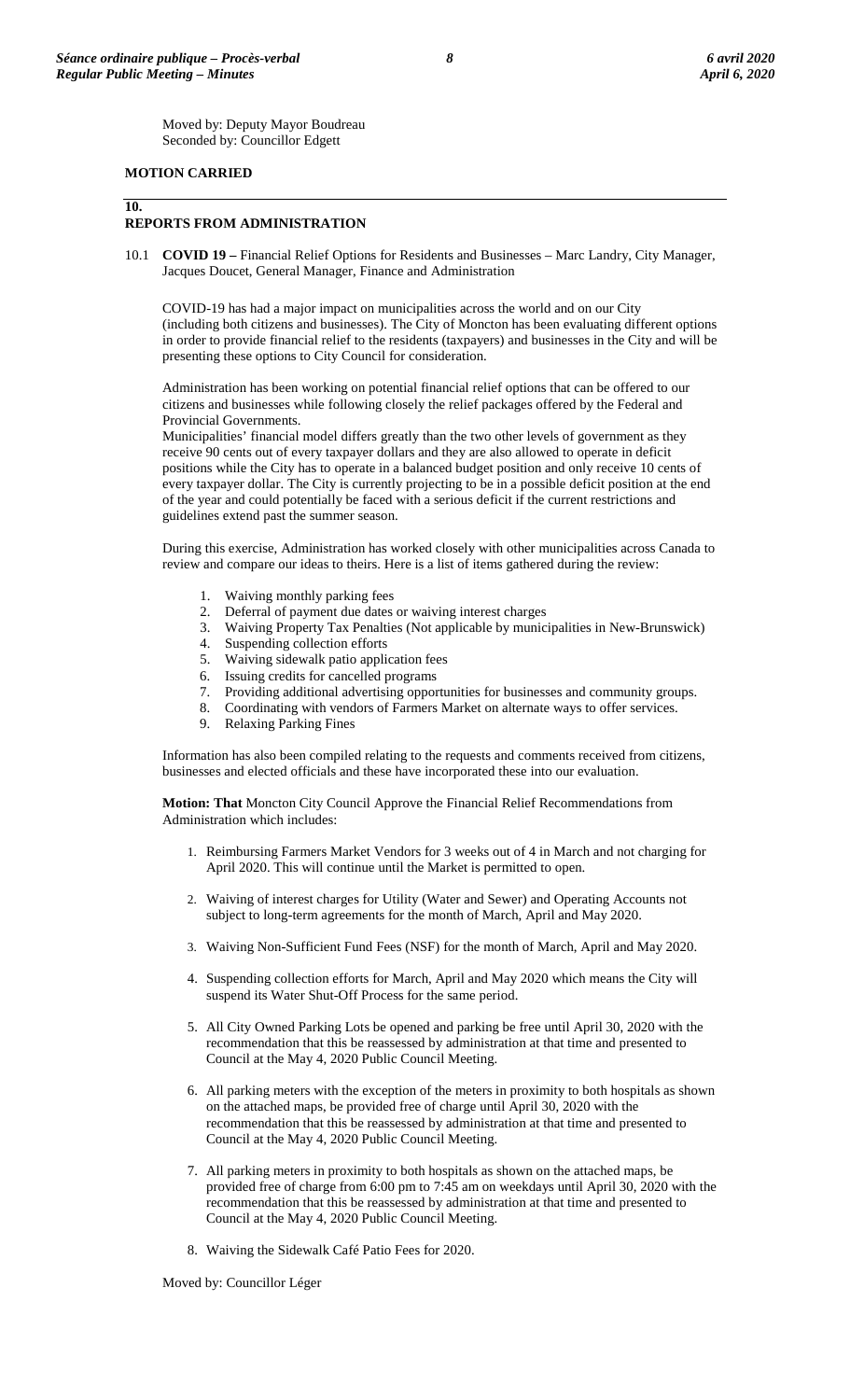Moved by: Deputy Mayor Boudreau
Seconded by: Councillor Edgett

**MOTION CARRIED**

## 10. REPORTS FROM ADMINISTRATION

10.1 **COVID 19 –** Financial Relief Options for Residents and Businesses – Marc Landry, City Manager, Jacques Doucet, General Manager, Finance and Administration

COVID-19 has had a major impact on municipalities across the world and on our City (including both citizens and businesses). The City of Moncton has been evaluating different options in order to provide financial relief to the residents (taxpayers) and businesses in the City and will be presenting these options to City Council for consideration.

Administration has been working on potential financial relief options that can be offered to our citizens and businesses while following closely the relief packages offered by the Federal and Provincial Governments.
Municipalities' financial model differs greatly than the two other levels of government as they receive 90 cents out of every taxpayer dollars and they are also allowed to operate in deficit positions while the City has to operate in a balanced budget position and only receive 10 cents of every taxpayer dollar. The City is currently projecting to be in a possible deficit position at the end of the year and could potentially be faced with a serious deficit if the current restrictions and guidelines extend past the summer season.

During this exercise, Administration has worked closely with other municipalities across Canada to review and compare our ideas to theirs. Here is a list of items gathered during the review:

1. Waiving monthly parking fees
2. Deferral of payment due dates or waiving interest charges
3. Waiving Property Tax Penalties (Not applicable by municipalities in New-Brunswick)
4. Suspending collection efforts
5. Waiving sidewalk patio application fees
6. Issuing credits for cancelled programs
7. Providing additional advertising opportunities for businesses and community groups.
8. Coordinating with vendors of Farmers Market on alternate ways to offer services.
9. Relaxing Parking Fines

Information has also been compiled relating to the requests and comments received from citizens, businesses and elected officials and these have incorporated these into our evaluation.

**Motion: That** Moncton City Council Approve the Financial Relief Recommendations from Administration which includes:

1. Reimbursing Farmers Market Vendors for 3 weeks out of 4 in March and not charging for April 2020. This will continue until the Market is permitted to open.

2. Waiving of interest charges for Utility (Water and Sewer) and Operating Accounts not subject to long-term agreements for the month of March, April and May 2020.

3. Waiving Non-Sufficient Fund Fees (NSF) for the month of March, April and May 2020.

4. Suspending collection efforts for March, April and May 2020 which means the City will suspend its Water Shut-Off Process for the same period.

5. All City Owned Parking Lots be opened and parking be free until April 30, 2020 with the recommendation that this be reassessed by administration at that time and presented to Council at the May 4, 2020 Public Council Meeting.

6. All parking meters with the exception of the meters in proximity to both hospitals as shown on the attached maps, be provided free of charge until April 30, 2020 with the recommendation that this be reassessed by administration at that time and presented to Council at the May 4, 2020 Public Council Meeting.

7. All parking meters in proximity to both hospitals as shown on the attached maps, be provided free of charge from 6:00 pm to 7:45 am on weekdays until April 30, 2020 with the recommendation that this be reassessed by administration at that time and presented to Council at the May 4, 2020 Public Council Meeting.

8. Waiving the Sidewalk Café Patio Fees for 2020.

Moved by: Councillor Léger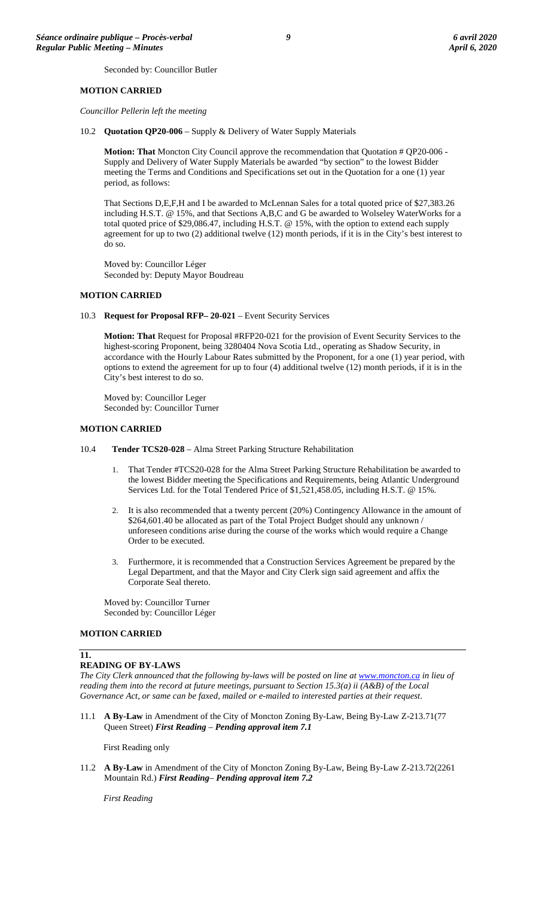Seconded by: Councillor Butler

**MOTION CARRIED**

*Councillor Pellerin left the meeting*

10.2 **Quotation QP20-006** – Supply & Delivery of Water Supply Materials

**Motion: That** Moncton City Council approve the recommendation that Quotation # QP20-006 - Supply and Delivery of Water Supply Materials be awarded "by section" to the lowest Bidder meeting the Terms and Conditions and Specifications set out in the Quotation for a one (1) year period, as follows:

That Sections D,E,F,H and I be awarded to McLennan Sales for a total quoted price of $27,383.26 including H.S.T. @ 15%, and that Sections A,B,C and G be awarded to Wolseley WaterWorks for a total quoted price of $29,086.47, including H.S.T. @ 15%, with the option to extend each supply agreement for up to two (2) additional twelve (12) month periods, if it is in the City's best interest to do so.

Moved by: Councillor Léger
Seconded by: Deputy Mayor Boudreau

**MOTION CARRIED**

10.3 **Request for Proposal RFP– 20-021** – Event Security Services

**Motion: That** Request for Proposal #RFP20-021 for the provision of Event Security Services to the highest-scoring Proponent, being 3280404 Nova Scotia Ltd., operating as Shadow Security, in accordance with the Hourly Labour Rates submitted by the Proponent, for a one (1) year period, with options to extend the agreement for up to four (4) additional twelve (12) month periods, if it is in the City's best interest to do so.

Moved by: Councillor Leger
Seconded by: Councillor Turner

**MOTION CARRIED**

10.4 **Tender TCS20-028** – Alma Street Parking Structure Rehabilitation

1. That Tender #TCS20-028 for the Alma Street Parking Structure Rehabilitation be awarded to the lowest Bidder meeting the Specifications and Requirements, being Atlantic Underground Services Ltd. for the Total Tendered Price of $1,521,458.05, including H.S.T. @ 15%.
2. It is also recommended that a twenty percent (20%) Contingency Allowance in the amount of $264,601.40 be allocated as part of the Total Project Budget should any unknown / unforeseen conditions arise during the course of the works which would require a Change Order to be executed.
3. Furthermore, it is recommended that a Construction Services Agreement be prepared by the Legal Department, and that the Mayor and City Clerk sign said agreement and affix the Corporate Seal thereto.

Moved by: Councillor Turner
Seconded by: Councillor Léger

**MOTION CARRIED**

## 11. READING OF BY-LAWS

*The City Clerk announced that the following by-laws will be posted on line at www.moncton.ca in lieu of reading them into the record at future meetings, pursuant to Section 15.3(a) ii (A&B) of the Local Governance Act, or same can be faxed, mailed or e-mailed to interested parties at their request.*

11.1 **A By-Law** in Amendment of the City of Moncton Zoning By-Law, Being By-Law Z-213.71(77 Queen Street) ***First Reading – Pending approval item 7.1***

First Reading only

11.2 **A By-Law** in Amendment of the City of Moncton Zoning By-Law, Being By-Law Z-213.72(2261 Mountain Rd.) ***First Reading– Pending approval item 7.2***

*First Reading*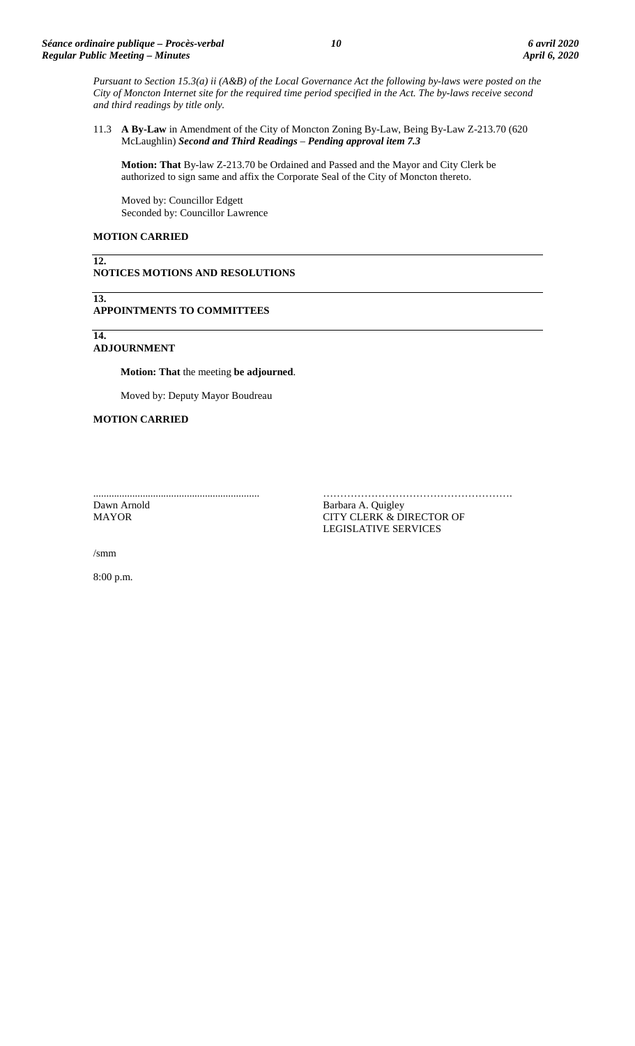*Pursuant to Section 15.3(a) ii (A&B) of the Local Governance Act the following by-laws were posted on the City of Moncton Internet site for the required time period specified in the Act. The by-laws receive second and third readings by title only.*

11.3 **A By-Law** in Amendment of the City of Moncton Zoning By-Law, Being By-Law Z-213.70 (620 McLaughlin) ***Second and Third Readings – Pending approval item 7.3***

**Motion: That** By-law Z-213.70 be Ordained and Passed and the Mayor and City Clerk be authorized to sign same and affix the Corporate Seal of the City of Moncton thereto.

Moved by: Councillor Edgett
Seconded by: Councillor Lawrence

**MOTION CARRIED**

## 12. NOTICES MOTIONS AND RESOLUTIONS

## 13. APPOINTMENTS TO COMMITTEES

## 14. ADJOURNMENT

**Motion: That** the meeting **be adjourned**.

Moved by: Deputy Mayor Boudreau

**MOTION CARRIED**

| | |
|---|---|
| ................................................................ | ………………………………………………. |
| Dawn Arnold | Barbara A. Quigley |
| MAYOR | CITY CLERK & DIRECTOR OF LEGISLATIVE SERVICES |

/smm

8:00 p.m.